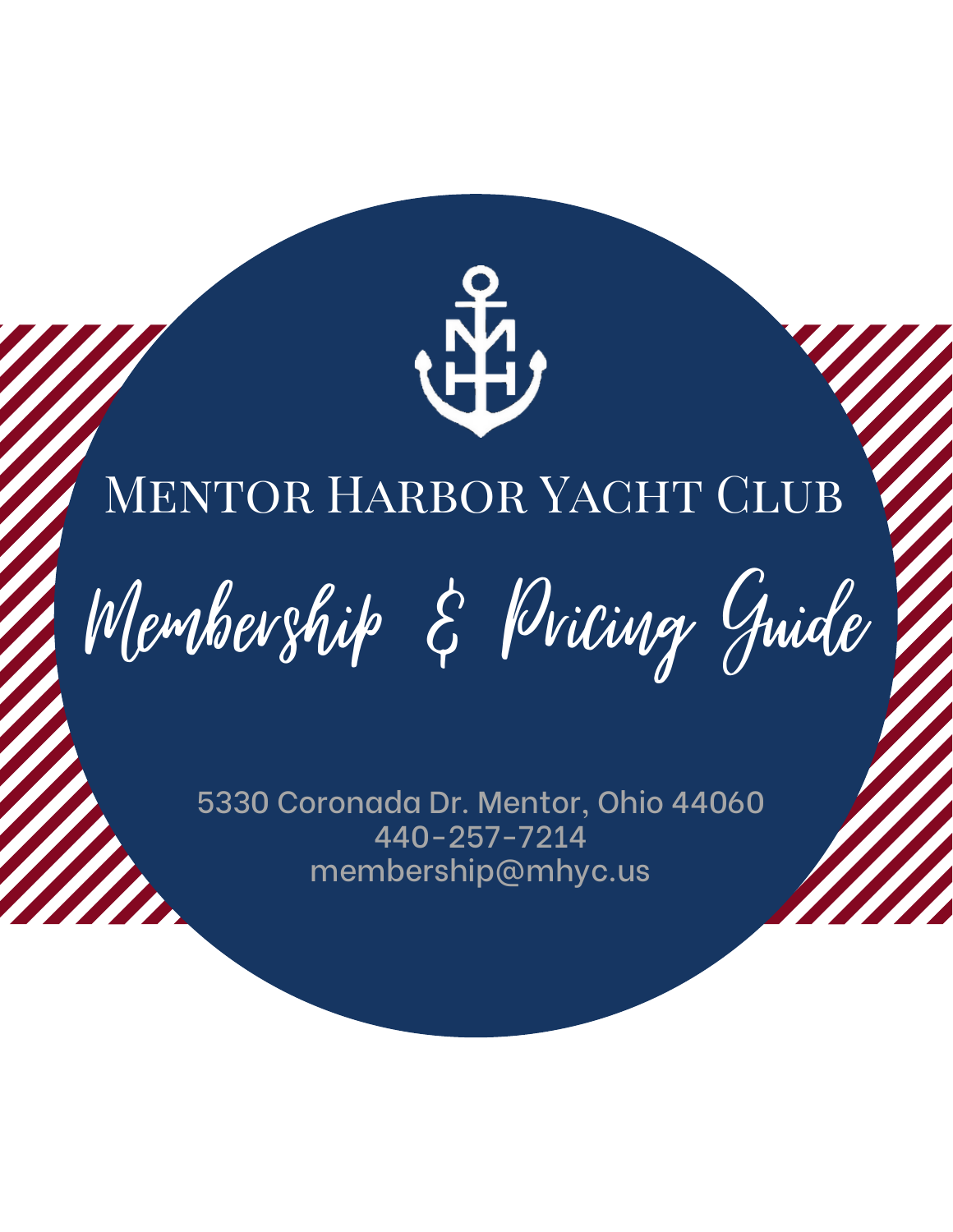# Mentor Harbor Yacht Club

## Membership & Pricing Guide

5330 Coronada Dr. Mentor, Ohio 44060
440-257-7214
membership@mhyc.us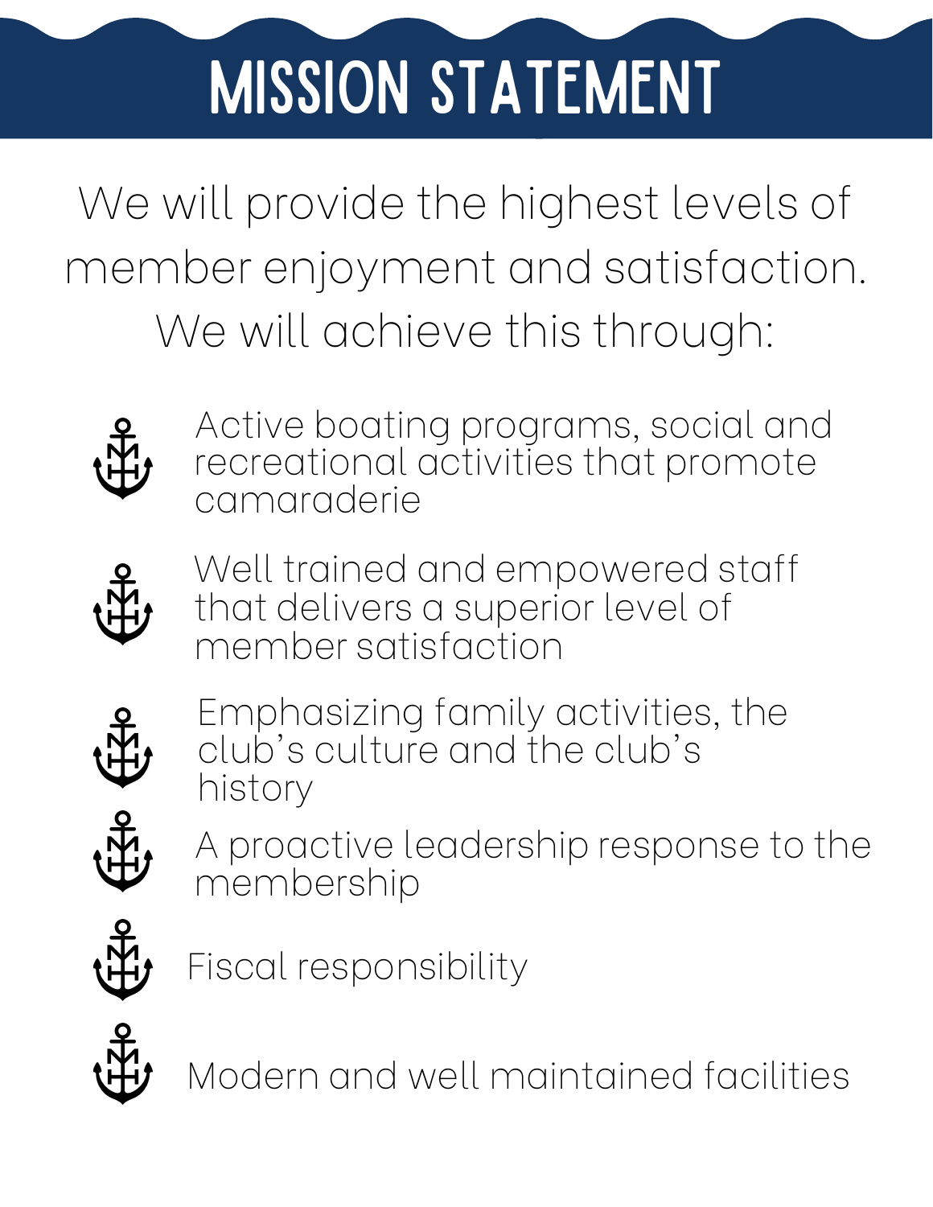# MISSION STATEMENT

We will provide the highest levels of member enjoyment and satisfaction. We will achieve this through:

- Active boating programs, social and recreational activities that promote camaraderie
- Well trained and empowered staff that delivers a superior level of member satisfaction
- Emphasizing family activities, the club's culture and the club's history
- A proactive leadership response to the membership
- Fiscal responsibility
- Modern and well maintained facilities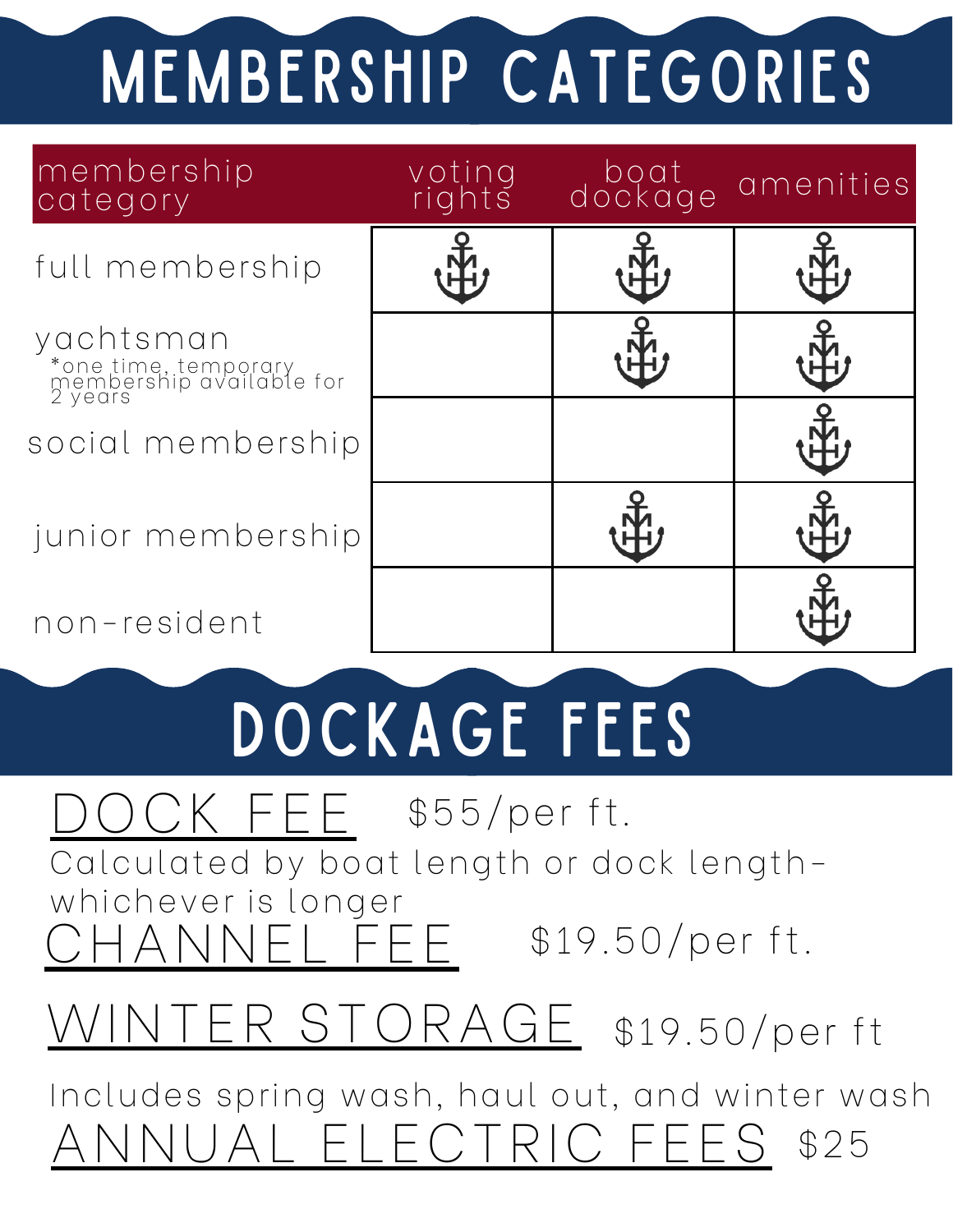# MEMBERSHIP CATEGORIES

| membership category | voting rights | boat dockage | amenities |
|---|---|---|---|
| full membership | ⚓ | ⚓ | ⚓ |
| yachtsman *one time, temporary membership available for 2 years | | ⚓ | ⚓ |
| social membership | | | ⚓ |
| junior membership | | ⚓ | ⚓ |
| non-resident | | | ⚓ |

# DOCKAGE FEES

<u>DOCK FEE</u> $55/per ft.

Calculated by boat length or dock length-whichever is longer

<u>CHANNEL FEE</u> $19.50/per ft.

<u>WINTER STORAGE</u> $19.50/per ft

Includes spring wash, haul out, and winter wash

<u>ANNUAL ELECTRIC FEES</u> $25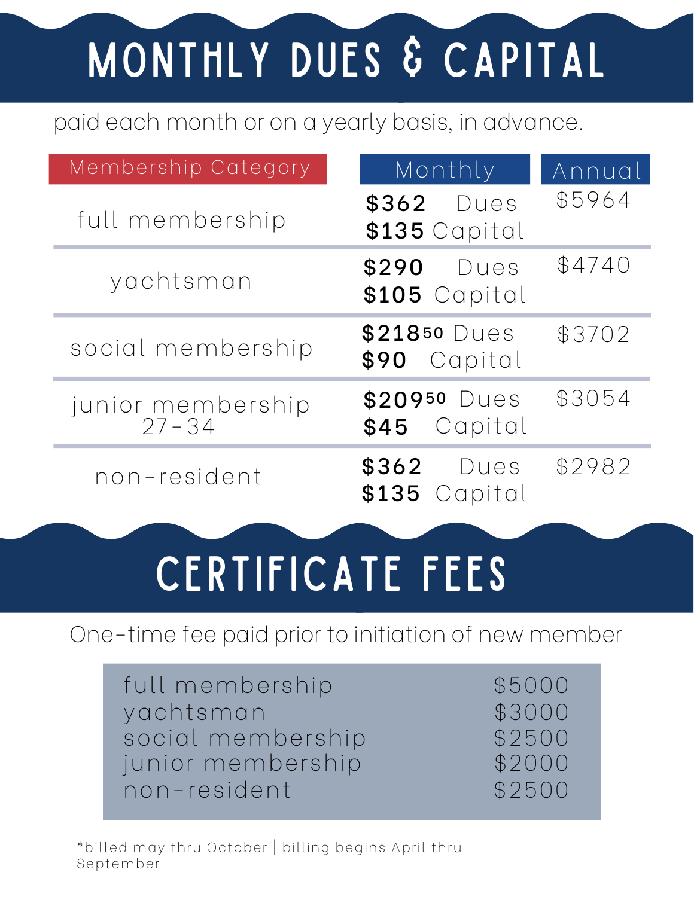# MONTHLY DUES & CAPITAL

paid each month or on a yearly basis, in advance.

| Membership Category | Monthly | Annual |
|---|---|---|
| full membership | **$362** Dues<br>**$135** Capital | $5964 |
| yachtsman | **$290** Dues<br>**$105** Capital | $4740 |
| social membership | **$218.50** Dues<br>**$90** Capital | $3702 |
| junior membership 27-34 | **$209.50** Dues<br>**$45** Capital | $3054 |
| non-resident | **$362** Dues<br>**$135** Capital | $2982 |

# CERTIFICATE FEES

One-time fee paid prior to initiation of new member

| | |
|---|---|
| full membership | $5000 |
| yachtsman | $3000 |
| social membership | $2500 |
| junior membership | $2000 |
| non-resident | $2500 |

*billed may thru October | billing begins April thru September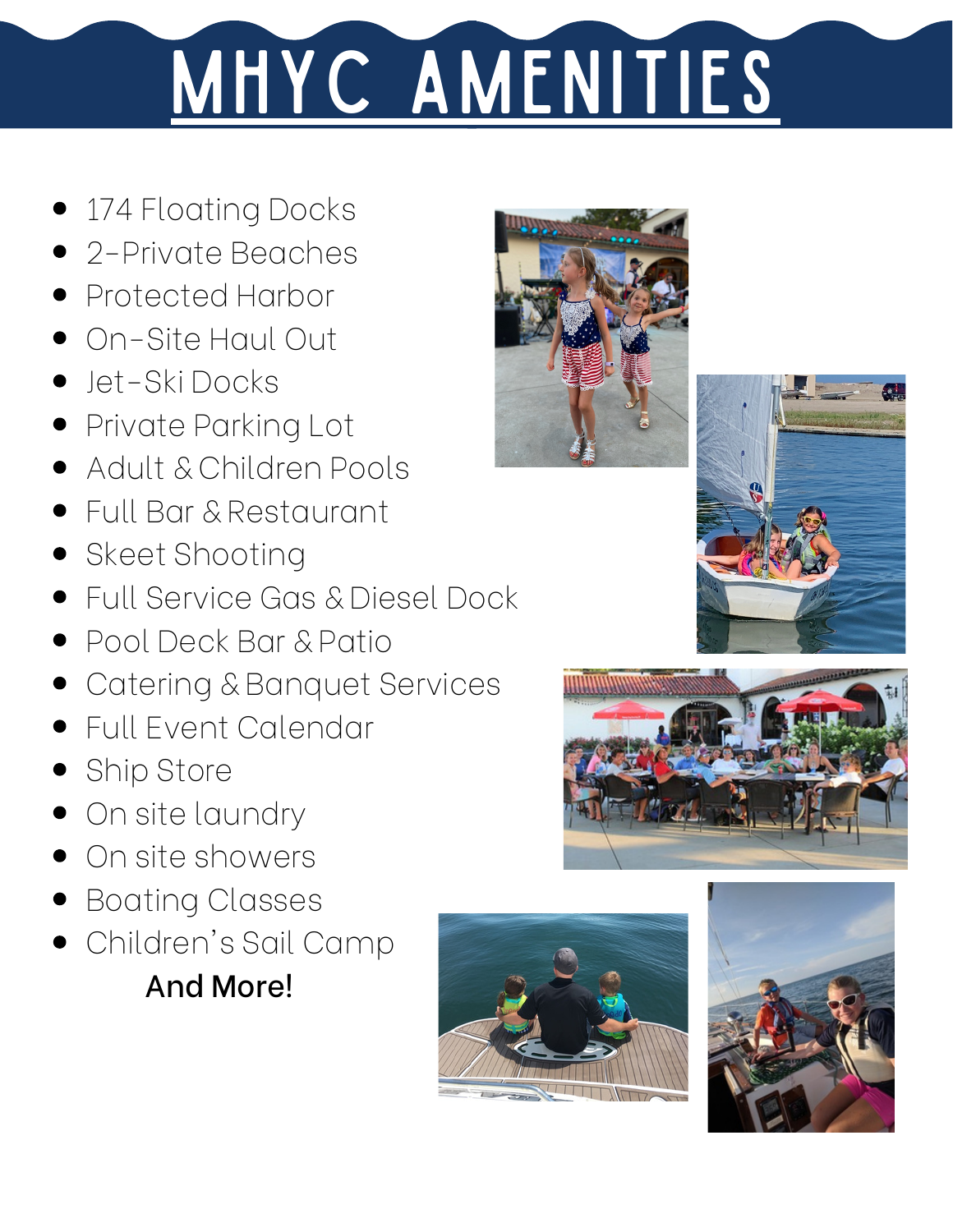# MHYC AMENITIES

- 174 Floating Docks
- 2-Private Beaches
- Protected Harbor
- On-Site Haul Out
- Jet-Ski Docks
- Private Parking Lot
- Adult & Children Pools
- Full Bar & Restaurant
- Skeet Shooting
- Full Service Gas & Diesel Dock
- Pool Deck Bar & Patio
- Catering & Banquet Services
- Full Event Calendar
- Ship Store
- On site laundry
- On site showers
- Boating Classes
- Children's Sail Camp

**And More!**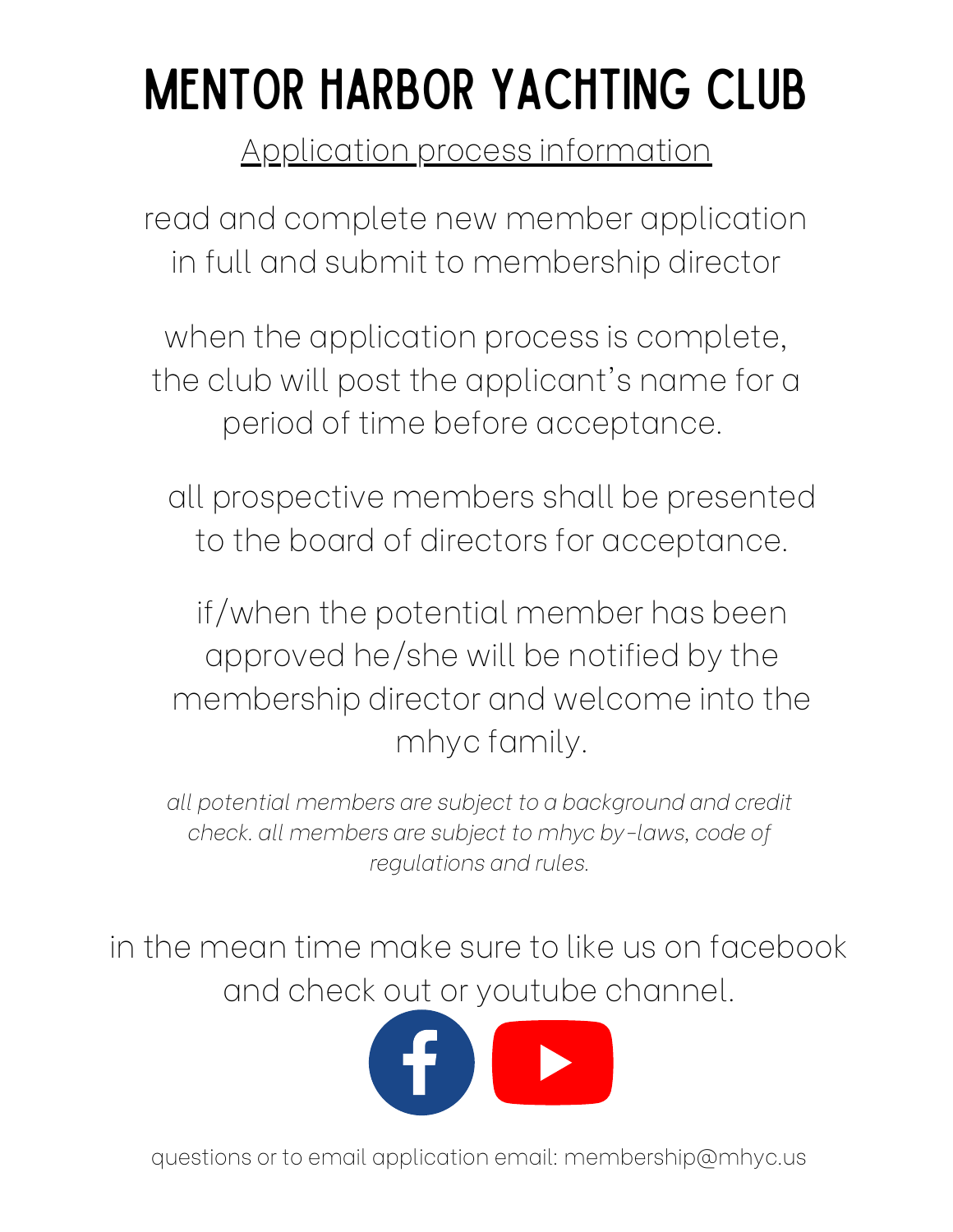# MENTOR HARBOR YACHTING CLUB

Application process information

read and complete new member application in full and submit to membership director

when the application process is complete, the club will post the applicant's name for a period of time before acceptance.

all prospective members shall be presented to the board of directors for acceptance.

if/when the potential member has been approved he/she will be notified by the membership director and welcome into the mhyc family.

*all potential members are subject to a background and credit check. all members are subject to mhyc by-laws, code of regulations and rules.*

in the mean time make sure to like us on facebook and check out or youtube channel.

questions or to email application email: membership@mhyc.us